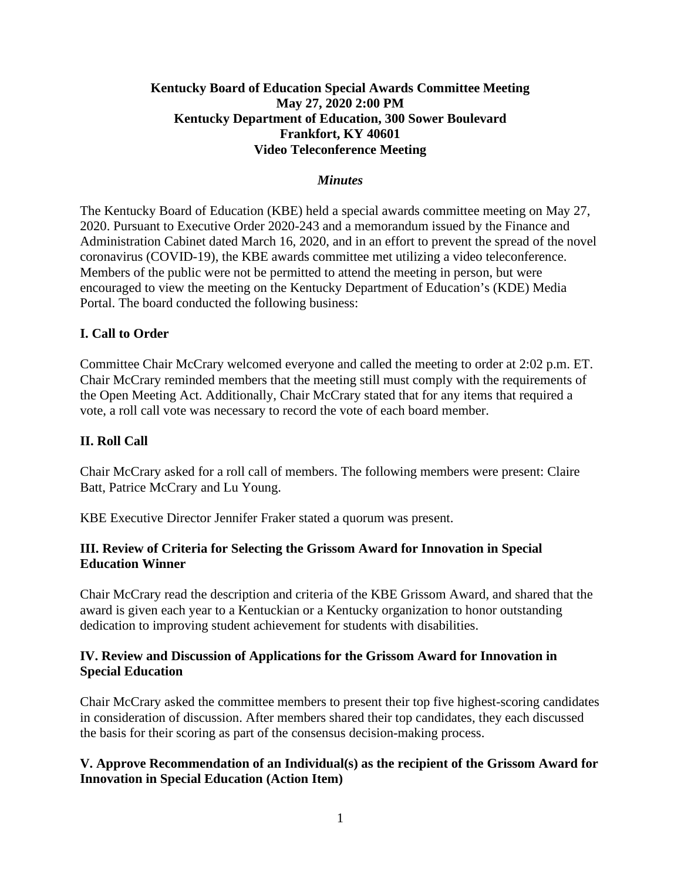**Kentucky Board of Education Special Awards Committee Meeting**
**May 27, 2020 2:00 PM**
**Kentucky Department of Education, 300 Sower Boulevard**
**Frankfort, KY 40601**
**Video Teleconference Meeting**

***Minutes***

The Kentucky Board of Education (KBE) held a special awards committee meeting on May 27, 2020. Pursuant to Executive Order 2020-243 and a memorandum issued by the Finance and Administration Cabinet dated March 16, 2020, and in an effort to prevent the spread of the novel coronavirus (COVID-19), the KBE awards committee met utilizing a video teleconference. Members of the public were not be permitted to attend the meeting in person, but were encouraged to view the meeting on the Kentucky Department of Education's (KDE) Media Portal. The board conducted the following business:

## I. Call to Order

Committee Chair McCrary welcomed everyone and called the meeting to order at 2:02 p.m. ET. Chair McCrary reminded members that the meeting still must comply with the requirements of the Open Meeting Act. Additionally, Chair McCrary stated that for any items that required a vote, a roll call vote was necessary to record the vote of each board member.

## II. Roll Call

Chair McCrary asked for a roll call of members. The following members were present: Claire Batt, Patrice McCrary and Lu Young.

KBE Executive Director Jennifer Fraker stated a quorum was present.

## III. Review of Criteria for Selecting the Grissom Award for Innovation in Special Education Winner

Chair McCrary read the description and criteria of the KBE Grissom Award, and shared that the award is given each year to a Kentuckian or a Kentucky organization to honor outstanding dedication to improving student achievement for students with disabilities.

## IV. Review and Discussion of Applications for the Grissom Award for Innovation in Special Education

Chair McCrary asked the committee members to present their top five highest-scoring candidates in consideration of discussion. After members shared their top candidates, they each discussed the basis for their scoring as part of the consensus decision-making process.

## V. Approve Recommendation of an Individual(s) as the recipient of the Grissom Award for Innovation in Special Education (Action Item)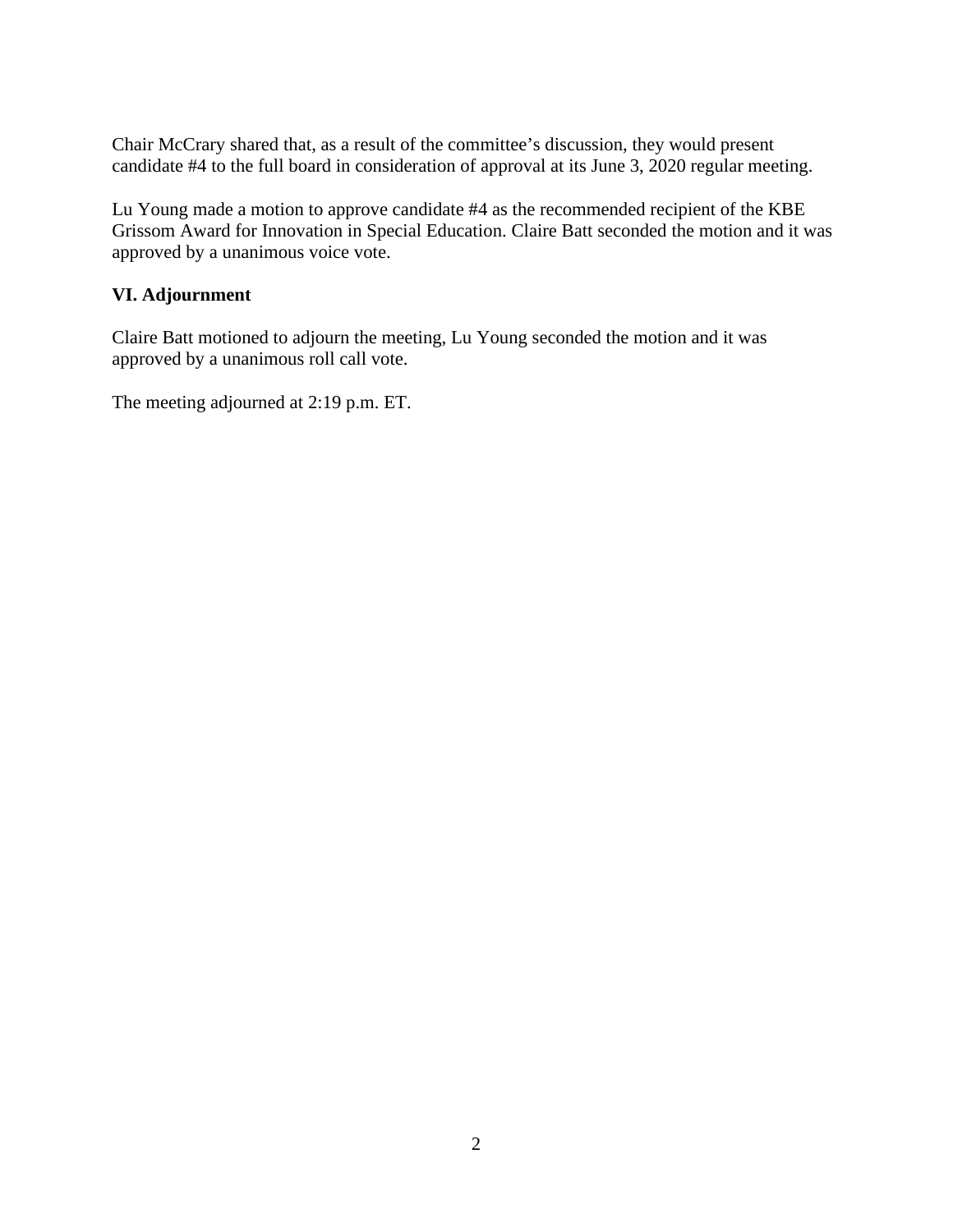Chair McCrary shared that, as a result of the committee's discussion, they would present candidate #4 to the full board in consideration of approval at its June 3, 2020 regular meeting.

Lu Young made a motion to approve candidate #4 as the recommended recipient of the KBE Grissom Award for Innovation in Special Education. Claire Batt seconded the motion and it was approved by a unanimous voice vote.

**VI. Adjournment**

Claire Batt motioned to adjourn the meeting, Lu Young seconded the motion and it was approved by a unanimous roll call vote.

The meeting adjourned at 2:19 p.m. ET.